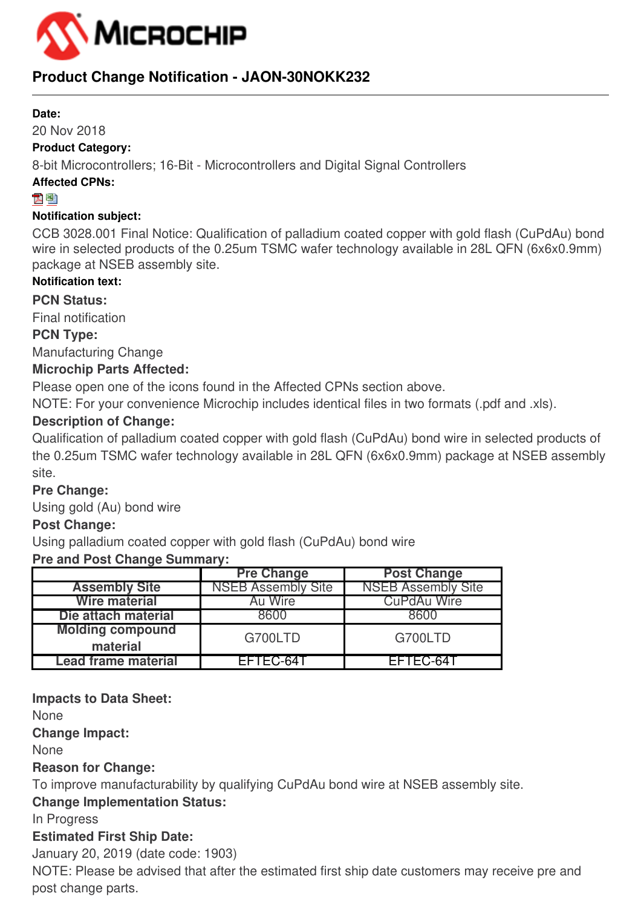# Product Change Notification - JAON-30NOKK232

**Date:**

20 Nov 2018

**Product Category:**

8-bit Microcontrollers; 16-Bit - Microcontrollers and Digital Signal Controllers

**Affected CPNs:**

**Notification subject:**

CCB 3028.001 Final Notice: Qualification of palladium coated copper with gold flash (CuPdAu) bond wire in selected products of the 0.25um TSMC wafer technology available in 28L QFN (6x6x0.9mm) package at NSEB assembly site.

**Notification text:**

**PCN Status:**

Final notification

**PCN Type:**

Manufacturing Change

**Microchip Parts Affected:**

Please open one of the icons found in the Affected CPNs section above.

NOTE: For your convenience Microchip includes identical files in two formats (.pdf and .xls).

**Description of Change:**

Qualification of palladium coated copper with gold flash (CuPdAu) bond wire in selected products of the 0.25um TSMC wafer technology available in 28L QFN (6x6x0.9mm) package at NSEB assembly site.

**Pre Change:**

Using gold (Au) bond wire

**Post Change:**

Using palladium coated copper with gold flash (CuPdAu) bond wire

**Pre and Post Change Summary:**

| | Pre Change | Post Change |
|---|---|---|
| Assembly Site | NSEB Assembly Site | NSEB Assembly Site |
| Wire material | Au Wire | CuPdAu Wire |
| Die attach material | 8600 | 8600 |
| Molding compound material | G700LTD | G700LTD |
| Lead frame material | EFTEC-64T | EFTEC-64T |

**Impacts to Data Sheet:**

None

**Change Impact:**

None

**Reason for Change:**

To improve manufacturability by qualifying CuPdAu bond wire at NSEB assembly site.

**Change Implementation Status:**

In Progress

**Estimated First Ship Date:**

January 20, 2019 (date code: 1903)

NOTE: Please be advised that after the estimated first ship date customers may receive pre and post change parts.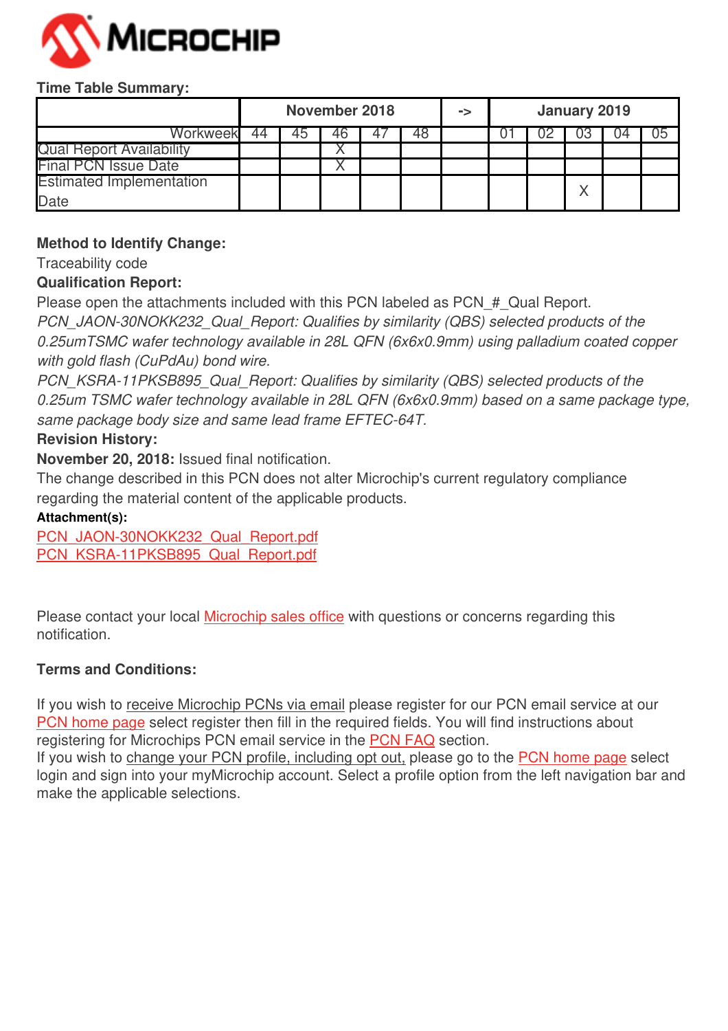**Time Table Summary:**

| | November 2018 | | | | | -> | January 2019 | | | | |
|---|---|---|---|---|---|---|---|---|---|---|---|
| Workweek | 44 | 45 | 46 | 47 | 48 | | 01 | 02 | 03 | 04 | 05 |
| Qual Report Availability | | | X | | | | | | | | |
| Final PCN Issue Date | | | X | | | | | | | | |
| Estimated Implementation Date | | | | | | | | | X | | |

**Method to Identify Change:**

Traceability code

**Qualification Report:**

Please open the attachments included with this PCN labeled as PCN_#_Qual Report.

*PCN_JAON-30NOKK232_Qual_Report: Qualifies by similarity (QBS) selected products of the 0.25umTSMC wafer technology available in 28L QFN (6x6x0.9mm) using palladium coated copper with gold flash (CuPdAu) bond wire.*

*PCN_KSRA-11PKSB895_Qual_Report: Qualifies by similarity (QBS) selected products of the 0.25um TSMC wafer technology available in 28L QFN (6x6x0.9mm) based on a same package type, same package body size and same lead frame EFTEC-64T.*

**Revision History:**

**November 20, 2018:** Issued final notification.

The change described in this PCN does not alter Microchip's current regulatory compliance regarding the material content of the applicable products.

**Attachment(s):**

PCN_JAON-30NOKK232_Qual_Report.pdf

PCN_KSRA-11PKSB895_Qual_Report.pdf

Please contact your local Microchip sales office with questions or concerns regarding this notification.

**Terms and Conditions:**

If you wish to receive Microchip PCNs via email please register for our PCN email service at our PCN home page select register then fill in the required fields. You will find instructions about registering for Microchips PCN email service in the PCN FAQ section.

If you wish to change your PCN profile, including opt out, please go to the PCN home page select login and sign into your myMicrochip account. Select a profile option from the left navigation bar and make the applicable selections.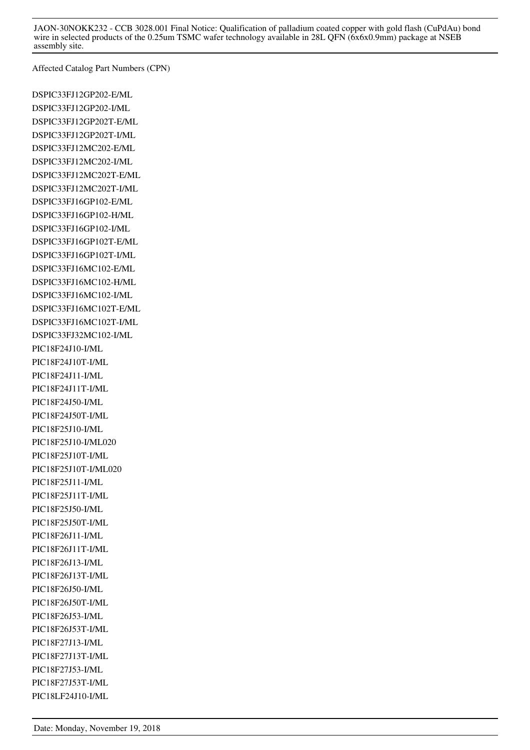Affected Catalog Part Numbers (CPN)

DSPIC33FJ12GP202-E/ML
DSPIC33FJ12GP202-I/ML
DSPIC33FJ12GP202T-E/ML
DSPIC33FJ12GP202T-I/ML
DSPIC33FJ12MC202-E/ML
DSPIC33FJ12MC202-I/ML
DSPIC33FJ12MC202T-E/ML
DSPIC33FJ12MC202T-I/ML
DSPIC33FJ16GP102-E/ML
DSPIC33FJ16GP102-H/ML
DSPIC33FJ16GP102-I/ML
DSPIC33FJ16GP102T-E/ML
DSPIC33FJ16GP102T-I/ML
DSPIC33FJ16MC102-E/ML
DSPIC33FJ16MC102-H/ML
DSPIC33FJ16MC102-I/ML
DSPIC33FJ16MC102T-E/ML
DSPIC33FJ16MC102T-I/ML
DSPIC33FJ32MC102-I/ML
PIC18F24J10-I/ML
PIC18F24J10T-I/ML
PIC18F24J11-I/ML
PIC18F24J11T-I/ML
PIC18F24J50-I/ML
PIC18F24J50T-I/ML
PIC18F25J10-I/ML
PIC18F25J10-I/ML020
PIC18F25J10T-I/ML
PIC18F25J10T-I/ML020
PIC18F25J11-I/ML
PIC18F25J11T-I/ML
PIC18F25J50-I/ML
PIC18F25J50T-I/ML
PIC18F26J11-I/ML
PIC18F26J11T-I/ML
PIC18F26J13-I/ML
PIC18F26J13T-I/ML
PIC18F26J50-I/ML
PIC18F26J50T-I/ML
PIC18F26J53-I/ML
PIC18F26J53T-I/ML
PIC18F27J13-I/ML
PIC18F27J13T-I/ML
PIC18F27J53-I/ML
PIC18F27J53T-I/ML
PIC18LF24J10-I/ML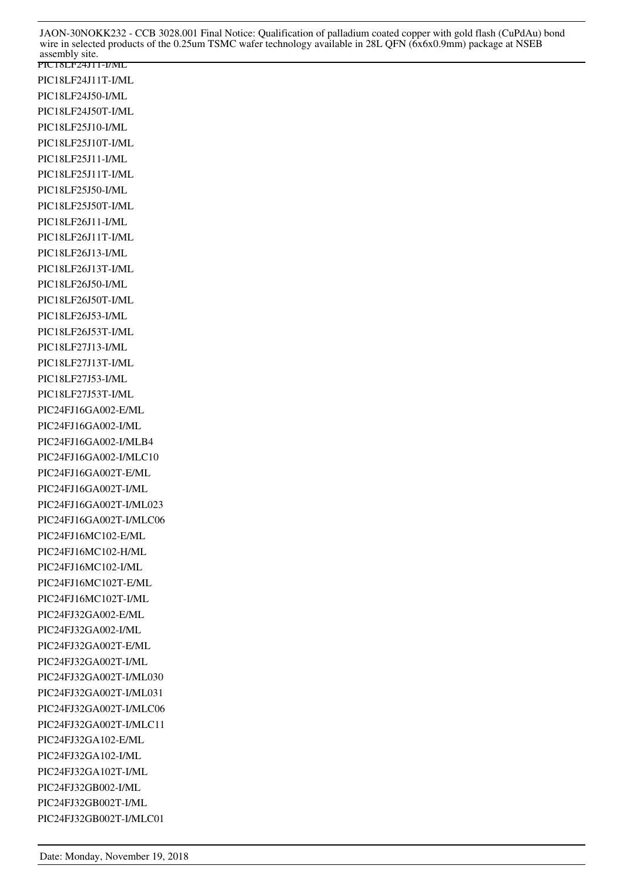PIC18LF24J11-I/ML
PIC18LF24J11T-I/ML
PIC18LF24J50-I/ML
PIC18LF24J50T-I/ML
PIC18LF25J10-I/ML
PIC18LF25J10T-I/ML
PIC18LF25J11-I/ML
PIC18LF25J11T-I/ML
PIC18LF25J50-I/ML
PIC18LF25J50T-I/ML
PIC18LF26J11-I/ML
PIC18LF26J11T-I/ML
PIC18LF26J13-I/ML
PIC18LF26J13T-I/ML
PIC18LF26J50-I/ML
PIC18LF26J50T-I/ML
PIC18LF26J53-I/ML
PIC18LF26J53T-I/ML
PIC18LF27J13-I/ML
PIC18LF27J13T-I/ML
PIC18LF27J53-I/ML
PIC18LF27J53T-I/ML
PIC24FJ16GA002-E/ML
PIC24FJ16GA002-I/ML
PIC24FJ16GA002-I/MLB4
PIC24FJ16GA002-I/MLC10
PIC24FJ16GA002T-E/ML
PIC24FJ16GA002T-I/ML
PIC24FJ16GA002T-I/ML023
PIC24FJ16GA002T-I/MLC06
PIC24FJ16MC102-E/ML
PIC24FJ16MC102-H/ML
PIC24FJ16MC102-I/ML
PIC24FJ16MC102T-E/ML
PIC24FJ16MC102T-I/ML
PIC24FJ32GA002-E/ML
PIC24FJ32GA002-I/ML
PIC24FJ32GA002T-E/ML
PIC24FJ32GA002T-I/ML
PIC24FJ32GA002T-I/ML030
PIC24FJ32GA002T-I/ML031
PIC24FJ32GA002T-I/MLC06
PIC24FJ32GA002T-I/MLC11
PIC24FJ32GA102-E/ML
PIC24FJ32GA102-I/ML
PIC24FJ32GA102T-I/ML
PIC24FJ32GB002-I/ML
PIC24FJ32GB002T-I/ML
PIC24FJ32GB002T-I/MLC01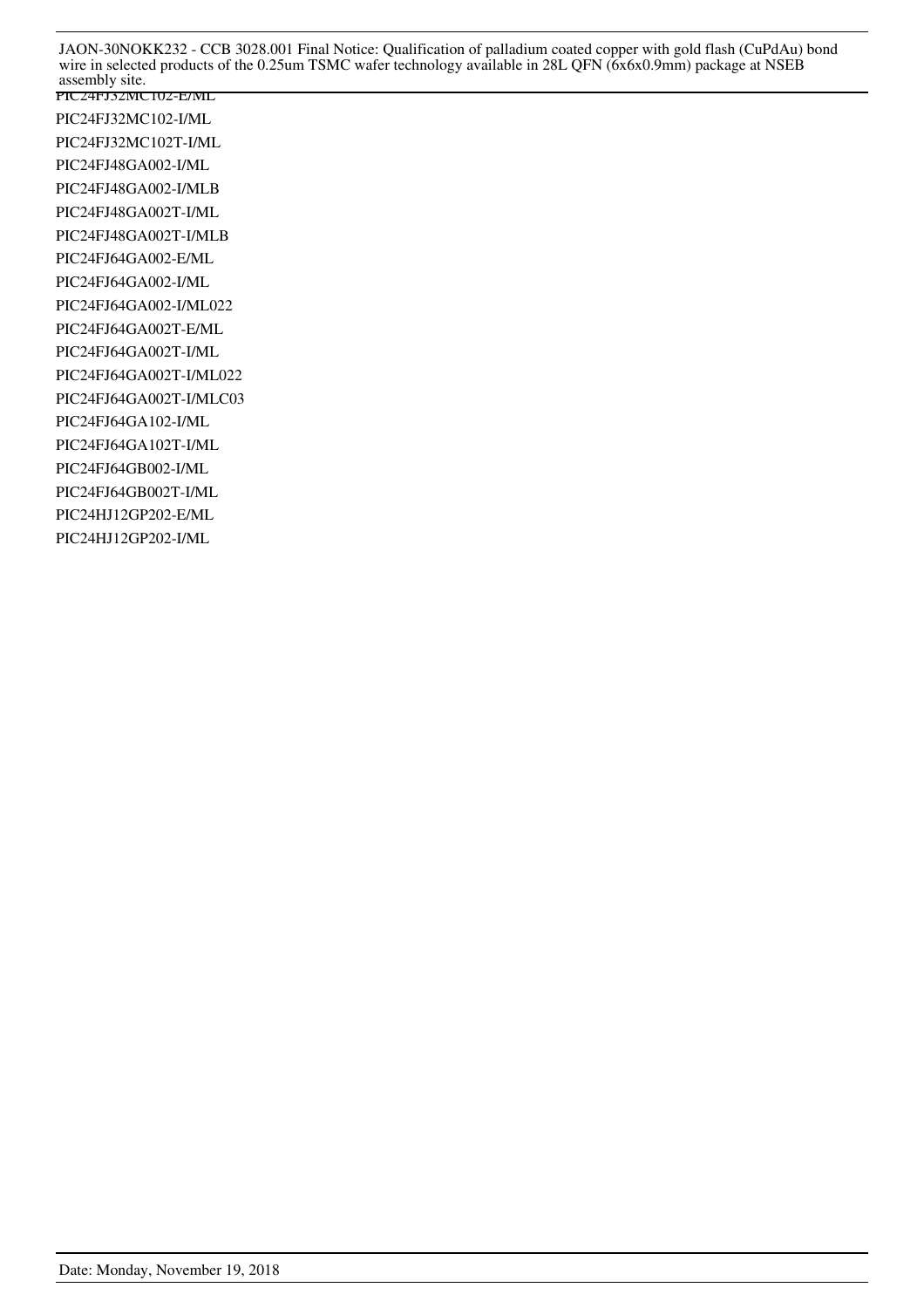PIC24FJ32MC102-E/ML

PIC24FJ32MC102-I/ML

PIC24FJ32MC102T-I/ML

PIC24FJ48GA002-I/ML

PIC24FJ48GA002-I/MLB

PIC24FJ48GA002T-I/ML

PIC24FJ48GA002T-I/MLB

PIC24FJ64GA002-E/ML

PIC24FJ64GA002-I/ML

PIC24FJ64GA002-I/ML022

PIC24FJ64GA002T-E/ML

PIC24FJ64GA002T-I/ML

PIC24FJ64GA002T-I/ML022

PIC24FJ64GA002T-I/MLC03

PIC24FJ64GA102-I/ML

PIC24FJ64GA102T-I/ML

PIC24FJ64GB002-I/ML

PIC24FJ64GB002T-I/ML

PIC24HJ12GP202-E/ML

PIC24HJ12GP202-I/ML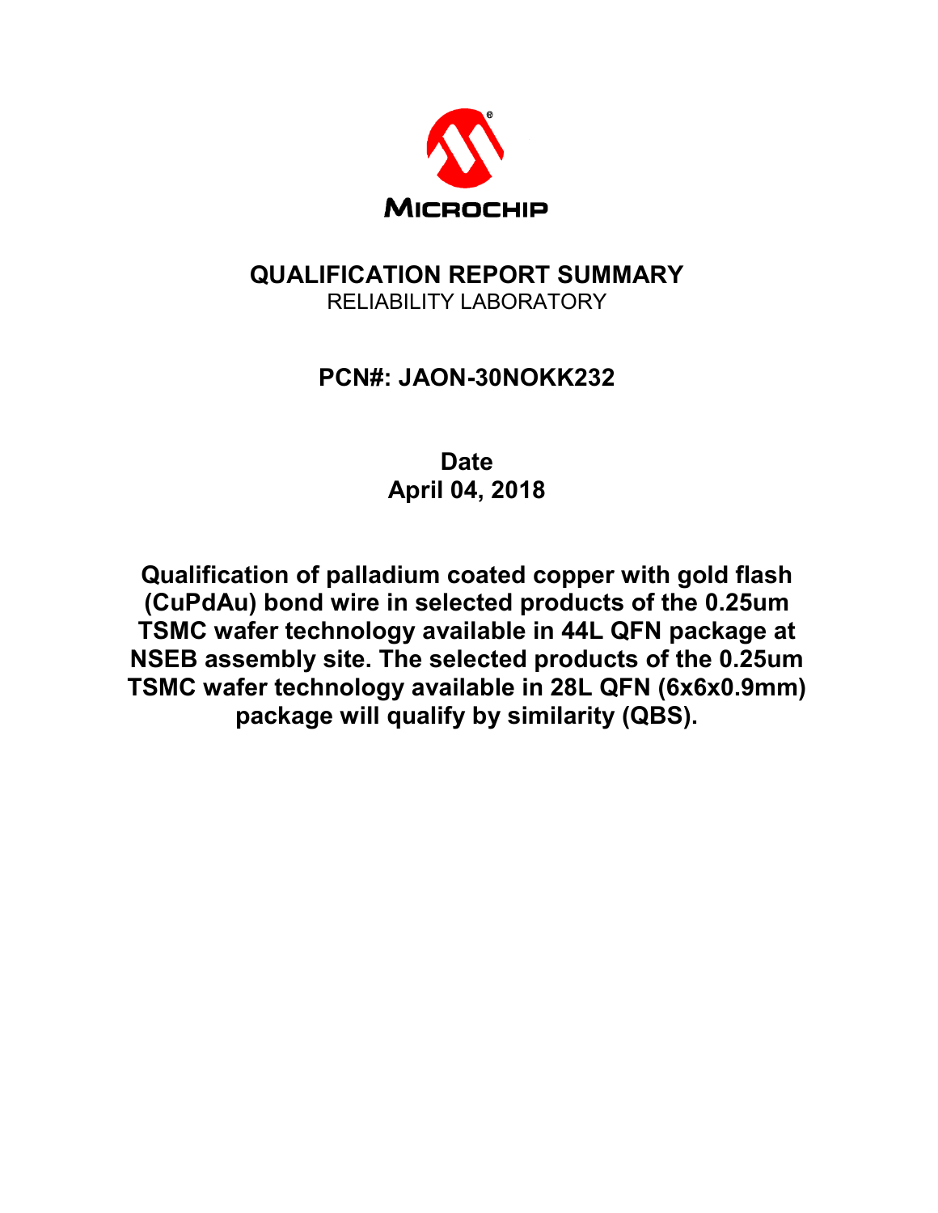MICROCHIP

# QUALIFICATION REPORT SUMMARY

RELIABILITY LABORATORY

## PCN#: JAON-30NOKK232

**Date**
**April 04, 2018**

**Qualification of palladium coated copper with gold flash (CuPdAu) bond wire in selected products of the 0.25um TSMC wafer technology available in 44L QFN package at NSEB assembly site. The selected products of the 0.25um TSMC wafer technology available in 28L QFN (6x6x0.9mm) package will qualify by similarity (QBS).**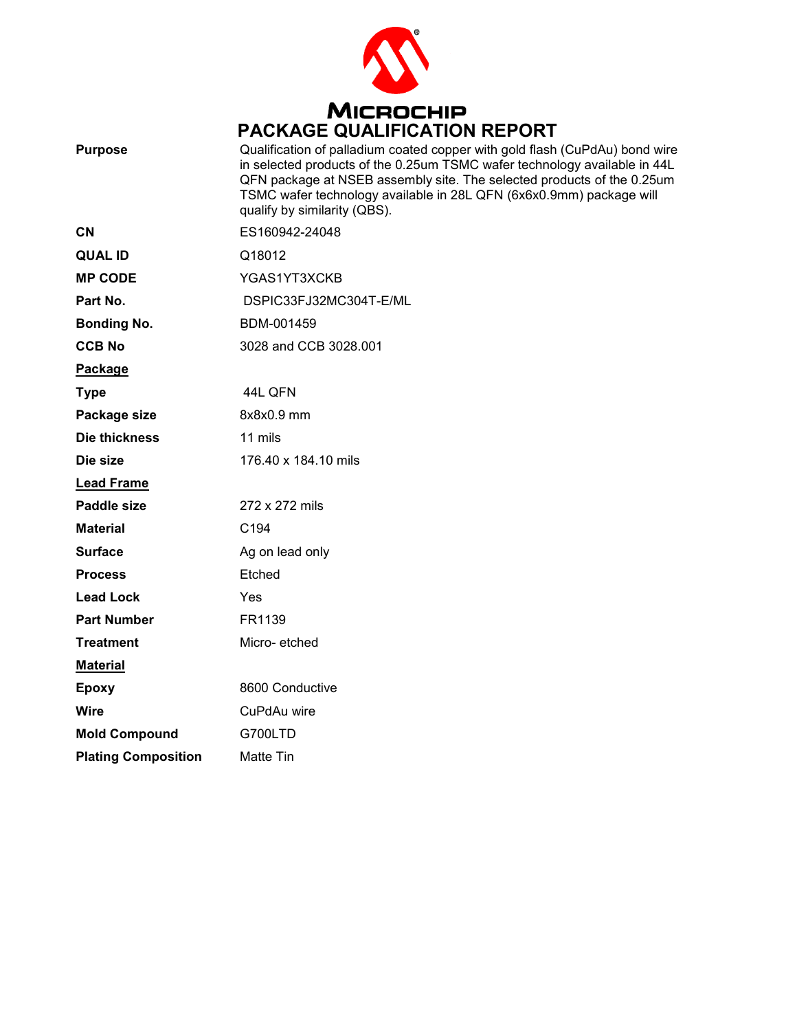# PACKAGE QUALIFICATION REPORT

| | |
|---|---|
| **Purpose** | Qualification of palladium coated copper with gold flash (CuPdAu) bond wire in selected products of the 0.25um TSMC wafer technology available in 44L QFN package at NSEB assembly site. The selected products of the 0.25um TSMC wafer technology available in 28L QFN (6x6x0.9mm) package will qualify by similarity (QBS). |
| **CN** | ES160942-24048 |
| **QUAL ID** | Q18012 |
| **MP CODE** | YGAS1YT3XCKB |
| **Part No.** | DSPIC33FJ32MC304T-E/ML |
| **Bonding No.** | BDM-001459 |
| **CCB No** | 3028 and CCB 3028.001 |
| **Package** | |
| **Type** | 44L QFN |
| **Package size** | 8x8x0.9 mm |
| **Die thickness** | 11 mils |
| **Die size** | 176.40 x 184.10 mils |
| **Lead Frame** | |
| **Paddle size** | 272 x 272 mils |
| **Material** | C194 |
| **Surface** | Ag on lead only |
| **Process** | Etched |
| **Lead Lock** | Yes |
| **Part Number** | FR1139 |
| **Treatment** | Micro- etched |
| **Material** | |
| **Epoxy** | 8600 Conductive |
| **Wire** | CuPdAu wire |
| **Mold Compound** | G700LTD |
| **Plating Composition** | Matte Tin |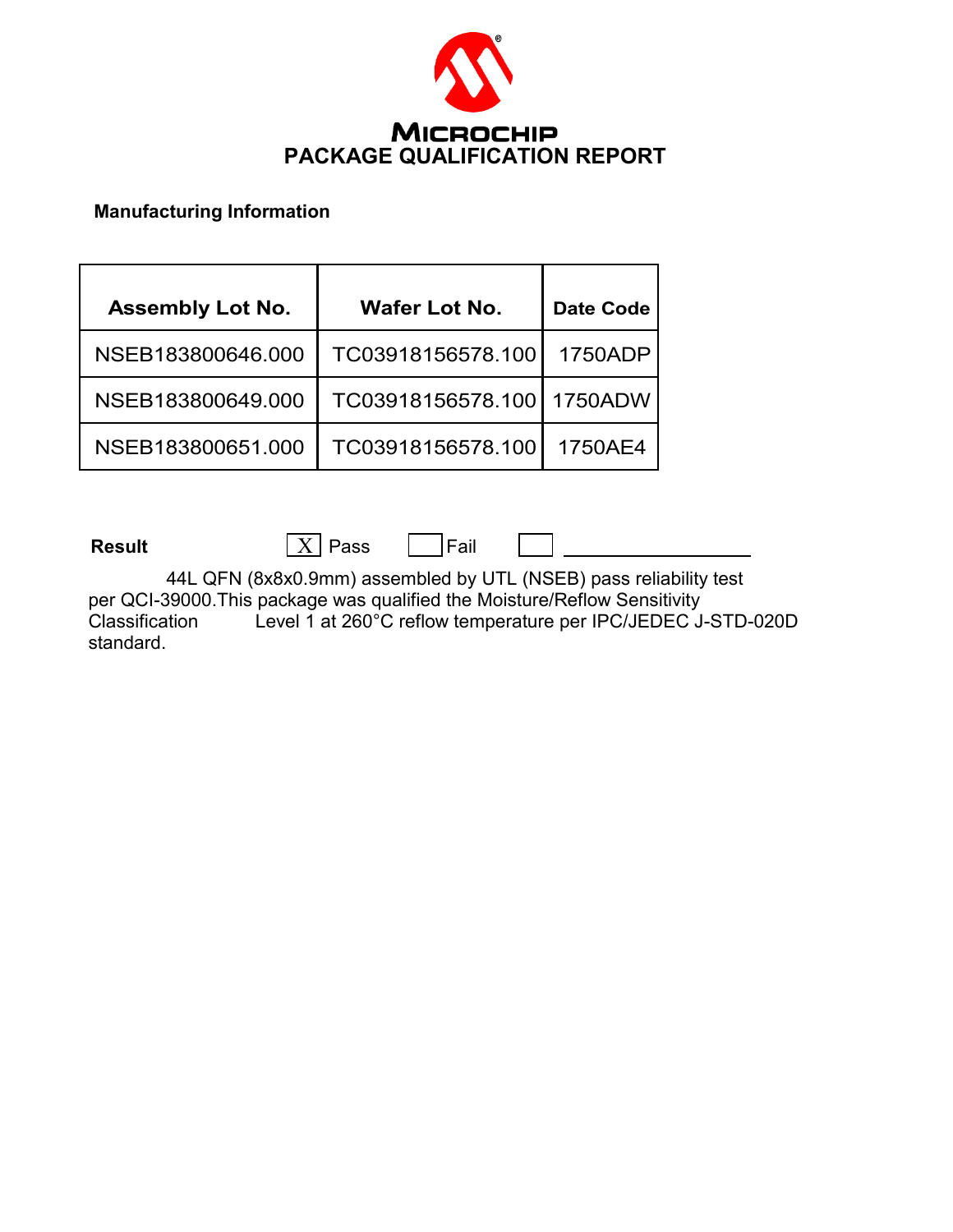# MICROCHIP

## PACKAGE QUALIFICATION REPORT

**Manufacturing Information**

| Assembly Lot No. | Wafer Lot No. | Date Code |
|---|---|---|
| NSEB183800646.000 | TC03918156578.100 | 1750ADP |
| NSEB183800649.000 | TC03918156578.100 | 1750ADW |
| NSEB183800651.000 | TC03918156578.100 | 1750AE4 |

**Result** [X] Pass [ ] Fail [ ] \_\_\_\_\_\_\_\_\_\_\_\_\_\_\_\_\_\_

44L QFN (8x8x0.9mm) assembled by UTL (NSEB) pass reliability test per QCI-39000.This package was qualified the Moisture/Reflow Sensitivity Classification Level 1 at 260°C reflow temperature per IPC/JEDEC J-STD-020D standard.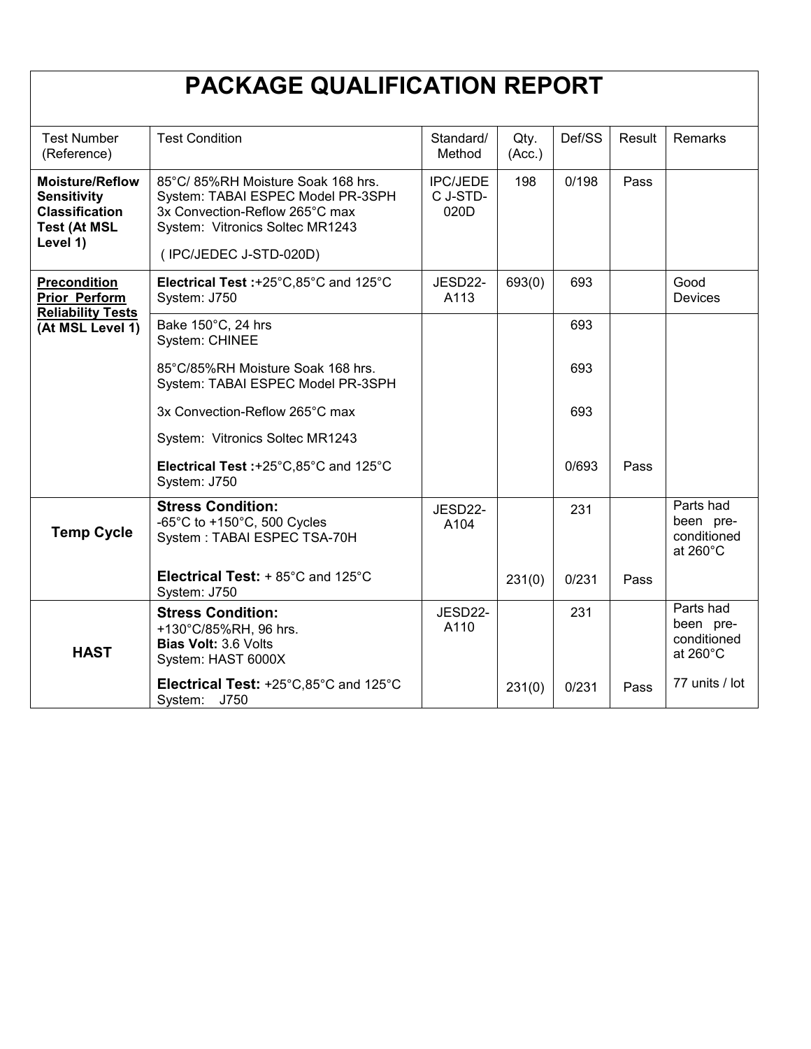# PACKAGE QUALIFICATION REPORT

| Test Number (Reference) | Test Condition | Standard/ Method | Qty. (Acc.) | Def/SS | Result | Remarks |
|---|---|---|---|---|---|---|
| **Moisture/Reflow Sensitivity Classification Test (At MSL Level 1)** | 85°C/ 85%RH Moisture Soak 168 hrs. System: TABAI ESPEC Model PR-3SPH 3x Convection-Reflow 265°C max System: Vitronics Soltec MR1243 ( IPC/JEDEC J-STD-020D) | IPC/JEDEC J-STD-020D | 198 | 0/198 | Pass | |
| **Precondition Prior Perform Reliability Tests (At MSL Level 1)** | **Electrical Test :**+25°C,85°C and 125°C System: J750 | JESD22-A113 | 693(0) | 693 | | Good Devices |
| | Bake 150°C, 24 hrs System: CHINEE | | | 693 | | |
| | 85°C/85%RH Moisture Soak 168 hrs. System: TABAI ESPEC Model PR-3SPH | | | 693 | | |
| | 3x Convection-Reflow 265°C max System: Vitronics Soltec MR1243 | | | 693 | | |
| | **Electrical Test :**+25°C,85°C and 125°C System: J750 | | | 0/693 | Pass | |
| **Temp Cycle** | **Stress Condition:** -65°C to +150°C, 500 Cycles System : TABAI ESPEC TSA-70H | JESD22-A104 | | 231 | | Parts had been pre-conditioned at 260°C |
| | **Electrical Test:** + 85°C and 125°C System: J750 | | 231(0) | 0/231 | Pass | |
| **HAST** | **Stress Condition:** +130°C/85%RH, 96 hrs. **Bias Volt:** 3.6 Volts System: HAST 6000X | JESD22-A110 | | 231 | | Parts had been pre-conditioned at 260°C |
| | **Electrical Test:** +25°C,85°C and 125°C System: J750 | | 231(0) | 0/231 | Pass | 77 units / lot |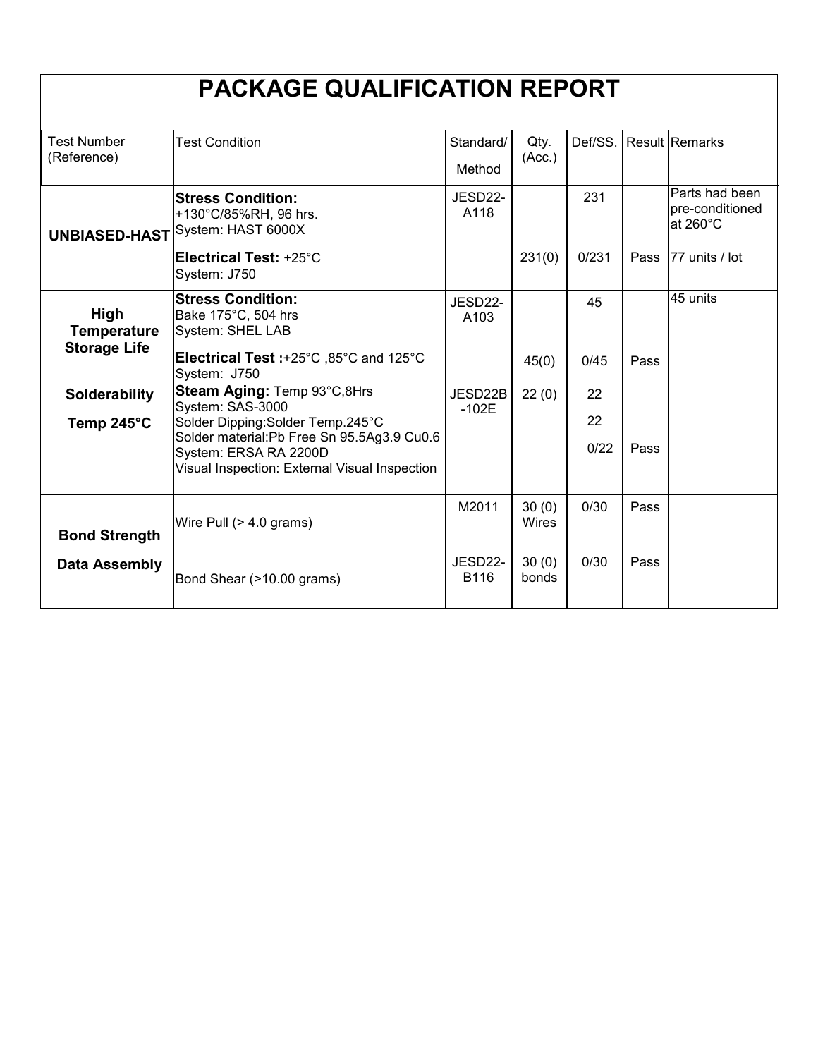# PACKAGE QUALIFICATION REPORT

| Test Number (Reference) | Test Condition | Standard/ Method | Qty. (Acc.) | Def/SS. | Result | Remarks |
|---|---|---|---|---|---|---|
| **UNBIASED-HAST** | **Stress Condition:** +130°C/85%RH, 96 hrs. System: HAST 6000X | JESD22-A118 | | 231 | | Parts had been pre-conditioned at 260°C |
| | **Electrical Test:** +25°C System: J750 | | 231(0) | 0/231 | Pass | 77 units / lot |
| **High Temperature Storage Life** | **Stress Condition:** Bake 175°C, 504 hrs System: SHEL LAB | JESD22-A103 | | 45 | | 45 units |
| | **Electrical Test :**+25°C ,85°C and 125°C System: J750 | | 45(0) | 0/45 | Pass | |
| **Solderability Temp 245°C** | **Steam Aging:** Temp 93°C,8Hrs System: SAS-3000 Solder Dipping:Solder Temp.245°C Solder material:Pb Free Sn 95.5Ag3.9 Cu0.6 System: ERSA RA 2200D Visual Inspection: External Visual Inspection | JESD22B -102E | 22 (0) | 22 22 0/22 | Pass | |
| **Bond Strength Data Assembly** | Wire Pull (> 4.0 grams) | M2011 | 30 (0) Wires | 0/30 | Pass | |
| | Bond Shear (>10.00 grams) | JESD22-B116 | 30 (0) bonds | 0/30 | Pass | |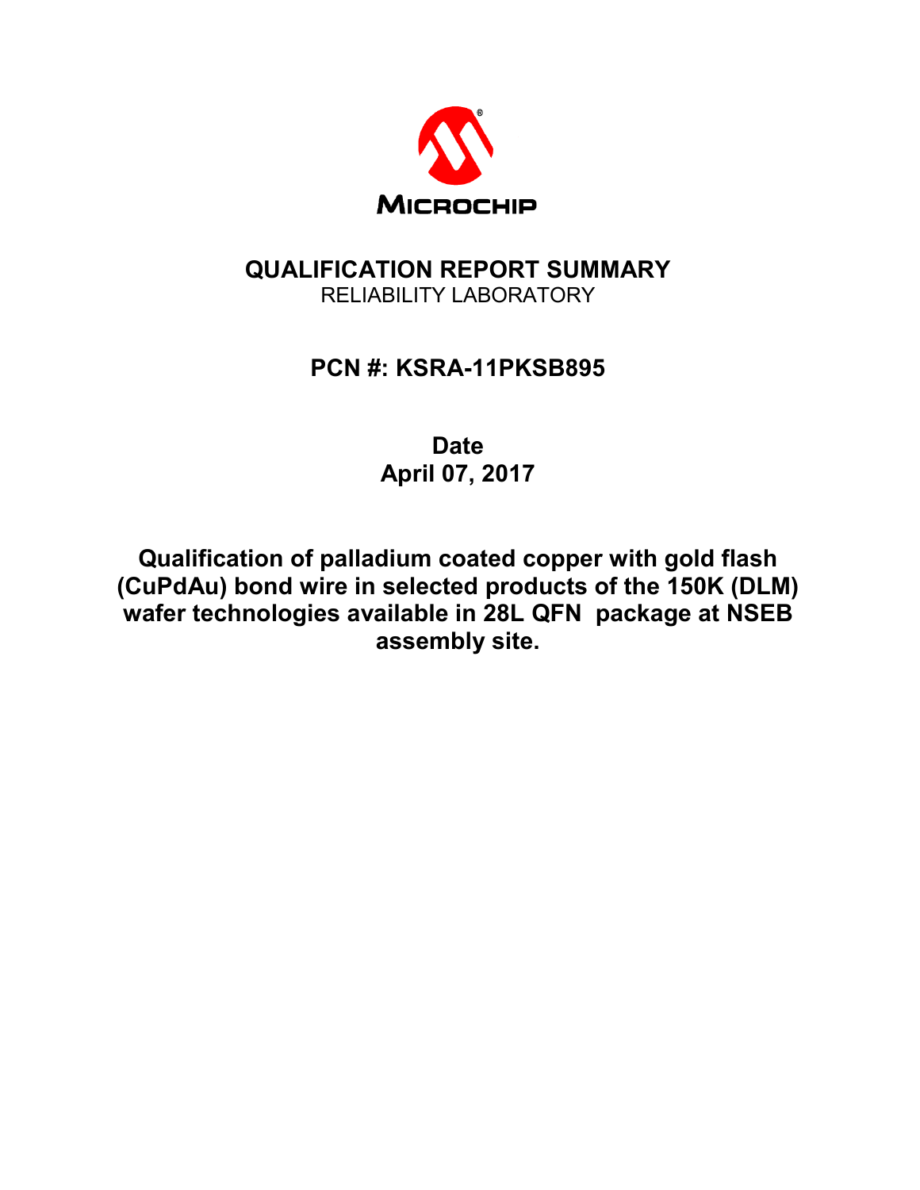MICROCHIP

# QUALIFICATION REPORT SUMMARY

RELIABILITY LABORATORY

## PCN #: KSRA-11PKSB895

## Date
## April 07, 2017

## Qualification of palladium coated copper with gold flash (CuPdAu) bond wire in selected products of the 150K (DLM) wafer technologies available in 28L QFN package at NSEB assembly site.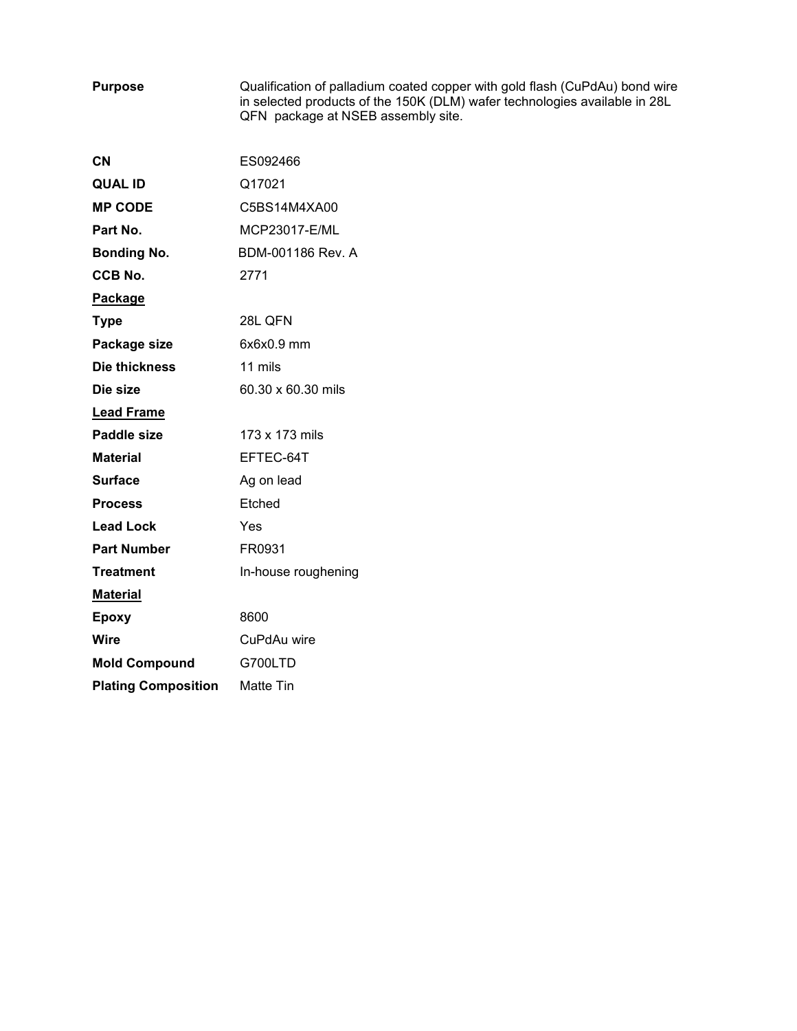| | |
|---|---|
| **Purpose** | Qualification of palladium coated copper with gold flash (CuPdAu) bond wire in selected products of the 150K (DLM) wafer technologies available in 28L QFN package at NSEB assembly site. |
| **CN** | ES092466 |
| **QUAL ID** | Q17021 |
| **MP CODE** | C5BS14M4XA00 |
| **Part No.** | MCP23017-E/ML |
| **Bonding No.** | BDM-001186 Rev. A |
| **CCB No.** | 2771 |
| **<u>Package</u>** | |
| **Type** | 28L QFN |
| **Package size** | 6x6x0.9 mm |
| **Die thickness** | 11 mils |
| **Die size** | 60.30 x 60.30 mils |
| **<u>Lead Frame</u>** | |
| **Paddle size** | 173 x 173 mils |
| **Material** | EFTEC-64T |
| **Surface** | Ag on lead |
| **Process** | Etched |
| **Lead Lock** | Yes |
| **Part Number** | FR0931 |
| **Treatment** | In-house roughening |
| **<u>Material</u>** | |
| **Epoxy** | 8600 |
| **Wire** | CuPdAu wire |
| **Mold Compound** | G700LTD |
| **Plating Composition** | Matte Tin |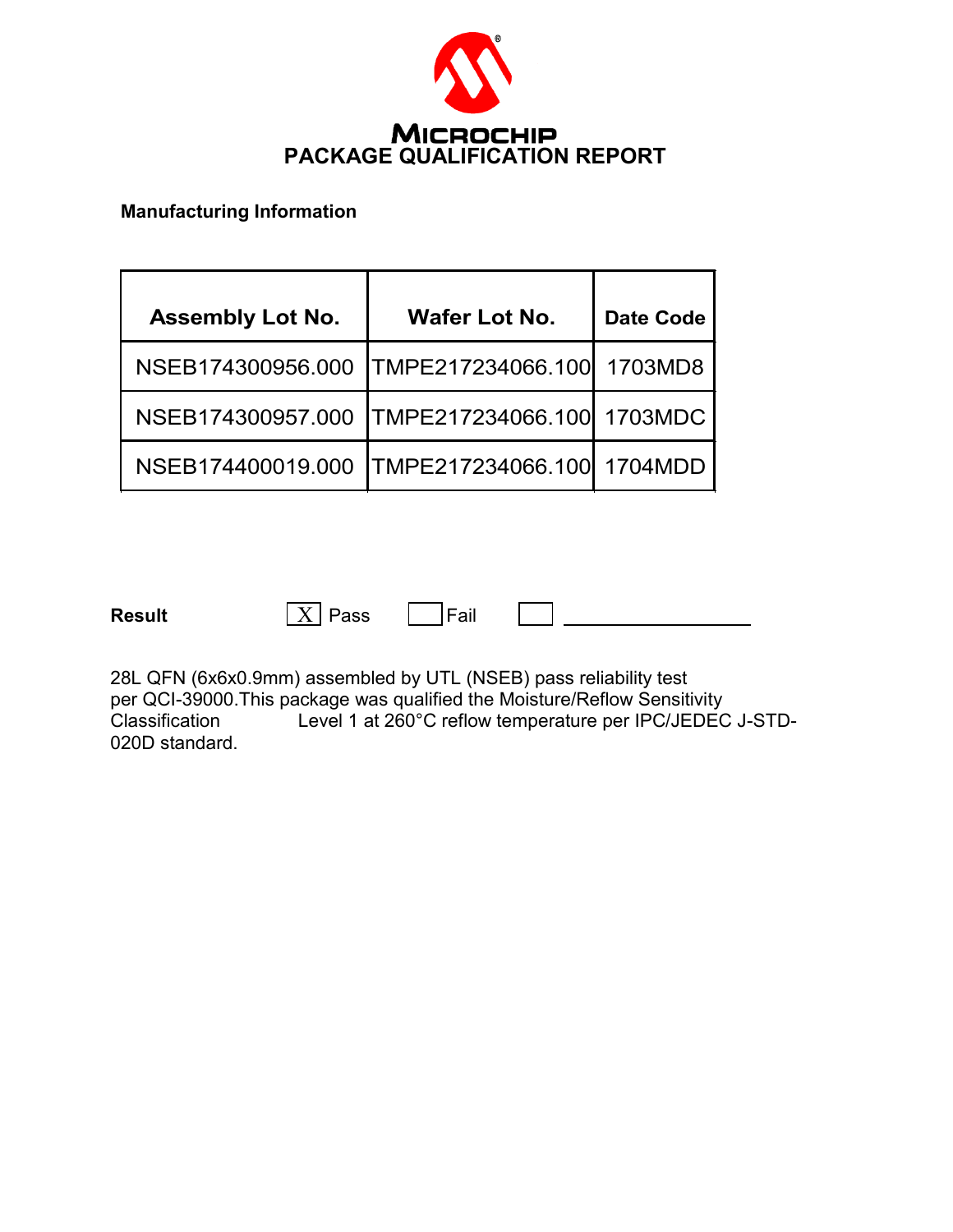# MICROCHIP
# PACKAGE QUALIFICATION REPORT

**Manufacturing Information**

| Assembly Lot No. | Wafer Lot No. | Date Code |
|---|---|---|
| NSEB174300956.000 | TMPE217234066.100 | 1703MD8 |
| NSEB174300957.000 | TMPE217234066.100 | 1703MDC |
| NSEB174400019.000 | TMPE217234066.100 | 1704MDD |

**Result** [X] Pass [ ] Fail [ ] ____________

28L QFN (6x6x0.9mm) assembled by UTL (NSEB) pass reliability test per QCI-39000.This package was qualified the Moisture/Reflow Sensitivity Classification Level 1 at 260°C reflow temperature per IPC/JEDEC J-STD-020D standard.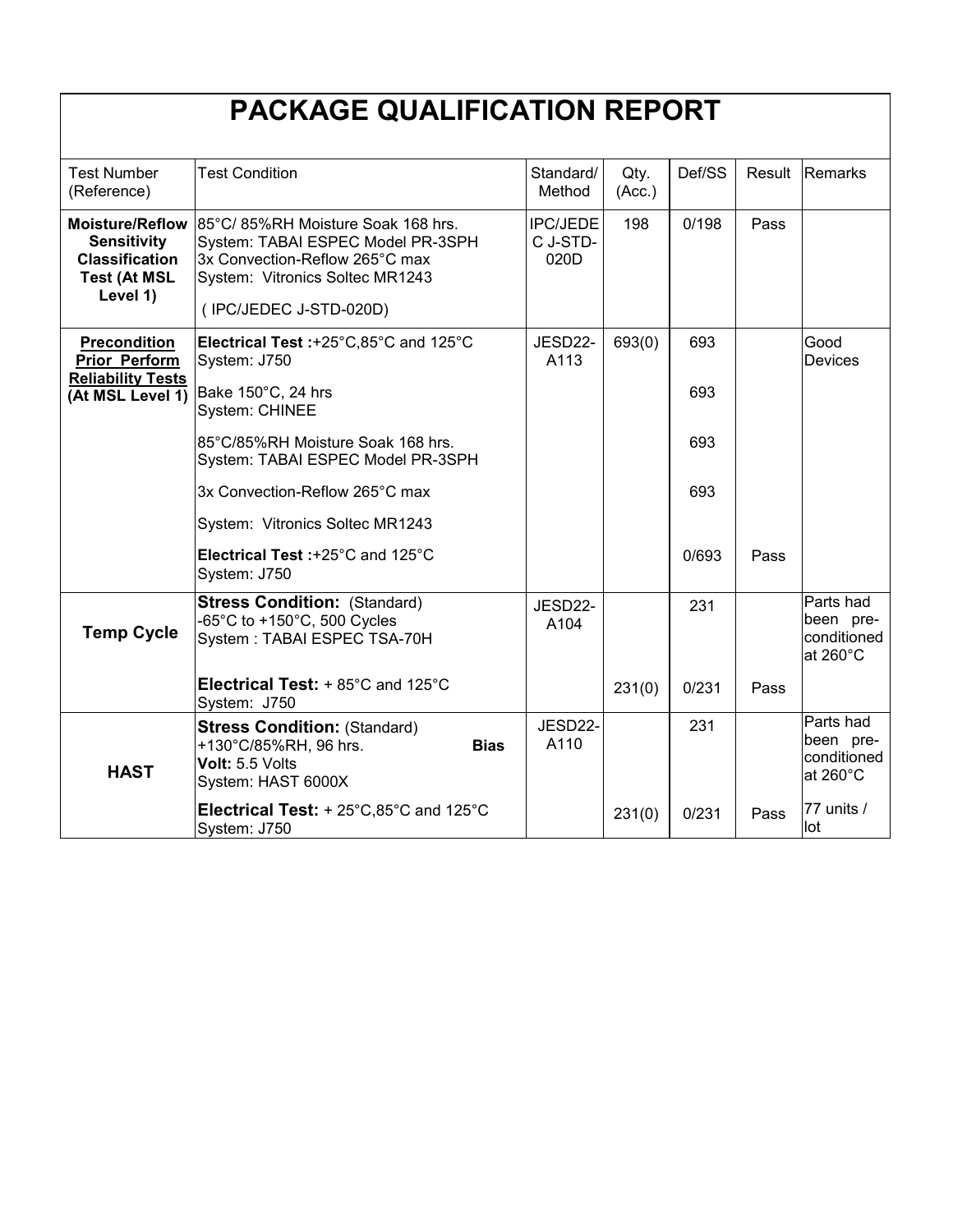# PACKAGE QUALIFICATION REPORT

| Test Number (Reference) | Test Condition | Standard/ Method | Qty. (Acc.) | Def/SS | Result | Remarks |
|---|---|---|---|---|---|---|
| **Moisture/Reflow Sensitivity Classification Test (At MSL Level 1)** | 85°C/ 85%RH Moisture Soak 168 hrs.<br>System: TABAI ESPEC Model PR-3SPH<br>3x Convection-Reflow 265°C max<br>System: Vitronics Soltec MR1243<br>( IPC/JEDEC J-STD-020D) | IPC/JEDEC J-STD-020D | 198 | 0/198 | Pass | |
| **Precondition Prior Perform Reliability Tests (At MSL Level 1)** | **Electrical Test :**+25°C,85°C and 125°C<br>System: J750 | JESD22-A113 | 693(0) | 693 | | Good Devices |
| | Bake 150°C, 24 hrs<br>System: CHINEE | | | 693 | | |
| | 85°C/85%RH Moisture Soak 168 hrs.<br>System: TABAI ESPEC Model PR-3SPH | | | 693 | | |
| | 3x Convection-Reflow 265°C max<br>System: Vitronics Soltec MR1243 | | | 693 | | |
| | **Electrical Test :**+25°C and 125°C<br>System: J750 | | | 0/693 | Pass | |
| **Temp Cycle** | **Stress Condition:** (Standard)<br>-65°C to +150°C, 500 Cycles<br>System : TABAI ESPEC TSA-70H | JESD22-A104 | | 231 | | Parts had been pre-conditioned at 260°C |
| | **Electrical Test:** + 85°C and 125°C<br>System: J750 | | 231(0) | 0/231 | Pass | |
| **HAST** | **Stress Condition:** (Standard)<br>+130°C/85%RH, 96 hrs. **Bias Volt:** 5.5 Volts<br>System: HAST 6000X | JESD22-A110 | | 231 | | Parts had been pre-conditioned at 260°C |
| | **Electrical Test:** + 25°C,85°C and 125°C<br>System: J750 | | 231(0) | 0/231 | Pass | 77 units / lot |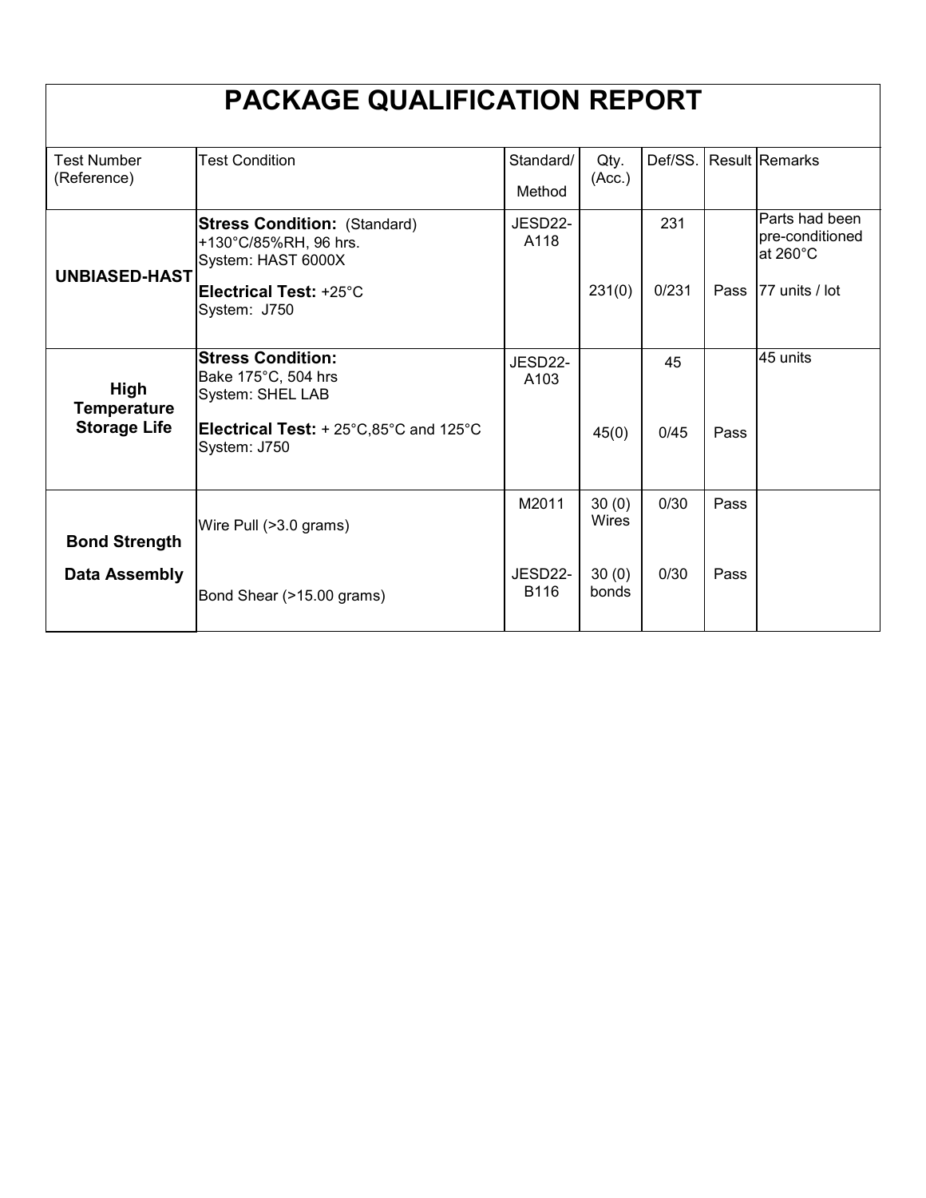# PACKAGE QUALIFICATION REPORT

| Test Number (Reference) | Test Condition | Standard/ Method | Qty. (Acc.) | Def/SS. | Result | Remarks |
|---|---|---|---|---|---|---|
| **UNBIASED-HAST** | **Stress Condition:** (Standard) +130°C/85%RH, 96 hrs. System: HAST 6000X | JESD22-A118 | | 231 | | Parts had been pre-conditioned at 260°C |
| | **Electrical Test:** +25°C System: J750 | | 231(0) | 0/231 | Pass | 77 units / lot |
| **High Temperature Storage Life** | **Stress Condition:** Bake 175°C, 504 hrs System: SHEL LAB | JESD22-A103 | | 45 | | 45 units |
| | **Electrical Test:** + 25°C,85°C and 125°C System: J750 | | 45(0) | 0/45 | Pass | |
| **Bond Strength Data Assembly** | Wire Pull (>3.0 grams) | M2011 | 30 (0) Wires | 0/30 | Pass | |
| | Bond Shear (>15.00 grams) | JESD22-B116 | 30 (0) bonds | 0/30 | Pass | |